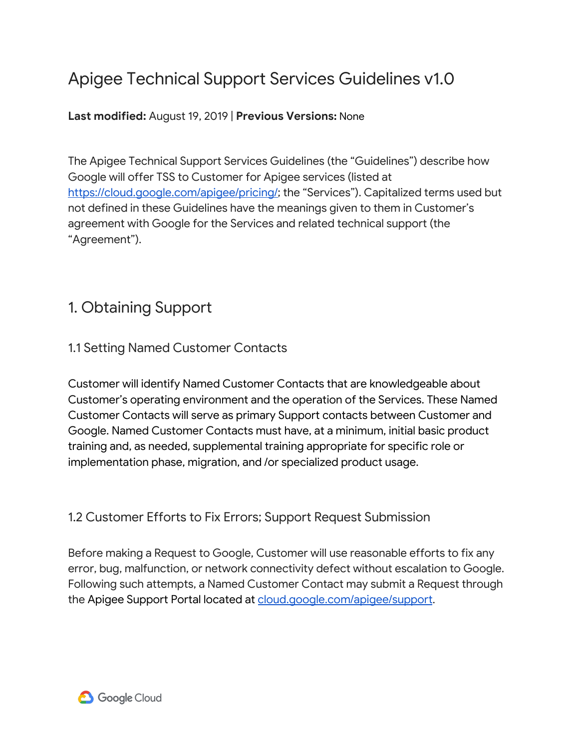# Apigee Technical Support Services Guidelines v1.0

**Last modified:** August 19, 2019 | **Previous Versions:** None

The Apigee Technical Support Services Guidelines (the "Guidelines") describe how Google will offer TSS to Customer for Apigee services (listed at [https://cloud.google.com/apigee/pricing/](https://cloud.google.com/apigee/pricing/); the "Services"). Capitalized terms used but not defined in these Guidelines have the meanings given to them in Customer's agreement with Google for the Services and related technical support (the "Agreement").

## 1. Obtaining Support

### 1.1 Setting Named Customer Contacts

Customer will identify Named Customer Contacts that are knowledgeable about Customer's operating environment and the operation of the Services. These Named Customer Contacts will serve as primary Support contacts between Customer and Google. Named Customer Contacts must have, at a minimum, initial basic product training and, as needed, supplemental training appropriate for specific role or implementation phase, migration, and /or specialized product usage.

### 1.2 Customer Efforts to Fix Errors; Support Request Submission

Before making a Request to Google, Customer will use reasonable efforts to fix any error, bug, malfunction, or network connectivity defect without escalation to Google. Following such attempts, a Named Customer Contact may submit a Request through the Apigee Support Portal located at [cloud.google.com/apigee/support](cloud.google.com/apigee/support).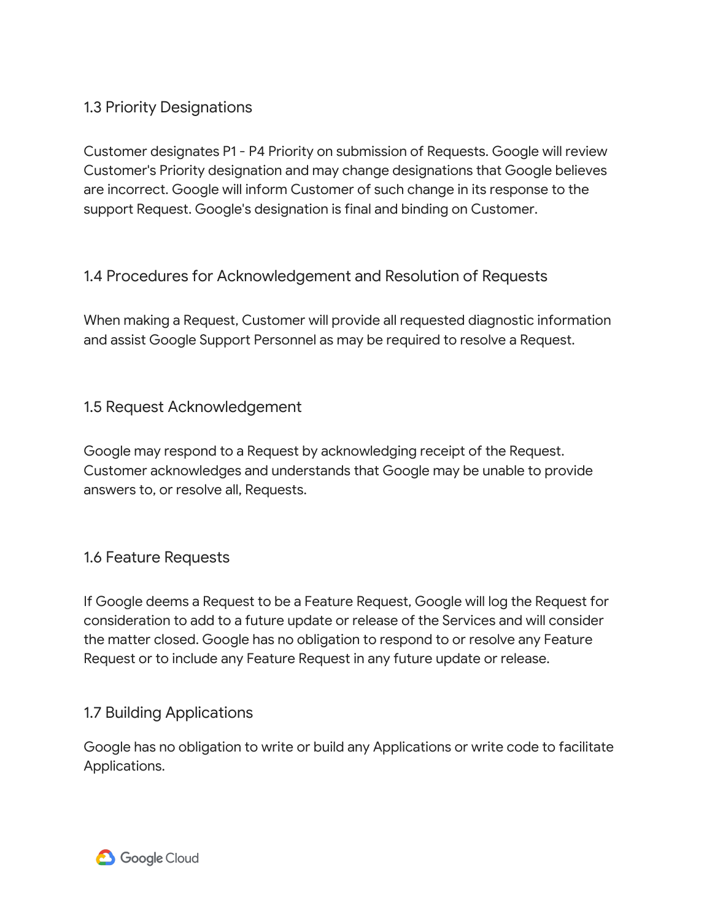### 1.3 Priority Designations

Customer designates P1 - P4 Priority on submission of Requests. Google will review Customer's Priority designation and may change designations that Google believes are incorrect. Google will inform Customer of such change in its response to the support Request. Google's designation is final and binding on Customer.

### 1.4 Procedures for Acknowledgement and Resolution of Requests

When making a Request, Customer will provide all requested diagnostic information and assist Google Support Personnel as may be required to resolve a Request.

### 1.5 Request Acknowledgement

Google may respond to a Request by acknowledging receipt of the Request. Customer acknowledges and understands that Google may be unable to provide answers to, or resolve all, Requests.

### 1.6 Feature Requests

If Google deems a Request to be a Feature Request, Google will log the Request for consideration to add to a future update or release of the Services and will consider the matter closed. Google has no obligation to respond to or resolve any Feature Request or to include any Feature Request in any future update or release.

### 1.7 Building Applications

Google has no obligation to write or build any Applications or write code to facilitate Applications.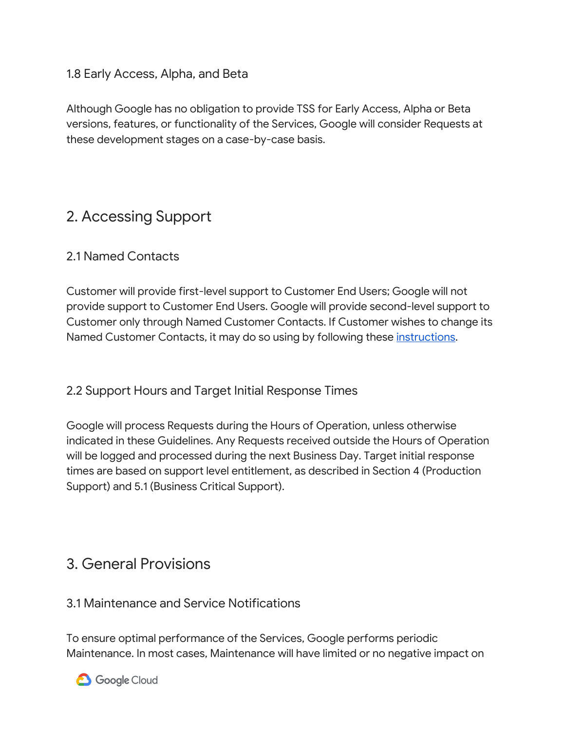### 1.8 Early Access, Alpha, and Beta

Although Google has no obligation to provide TSS for Early Access, Alpha or Beta versions, features, or functionality of the Services, Google will consider Requests at these development stages on a case-by-case basis.

## 2. Accessing Support

### 2.1 Named Contacts

Customer will provide first-level support to Customer End Users; Google will not provide support to Customer End Users. Google will provide second-level support to Customer only through Named Customer Contacts. If Customer wishes to change its Named Customer Contacts, it may do so using by following these [instructions](#).

### 2.2 Support Hours and Target Initial Response Times

Google will process Requests during the Hours of Operation, unless otherwise indicated in these Guidelines. Any Requests received outside the Hours of Operation will be logged and processed during the next Business Day. Target initial response times are based on support level entitlement, as described in Section 4 (Production Support) and 5.1 (Business Critical Support).

## 3. General Provisions

### 3.1 Maintenance and Service Notifications

To ensure optimal performance of the Services, Google performs periodic Maintenance. In most cases, Maintenance will have limited or no negative impact on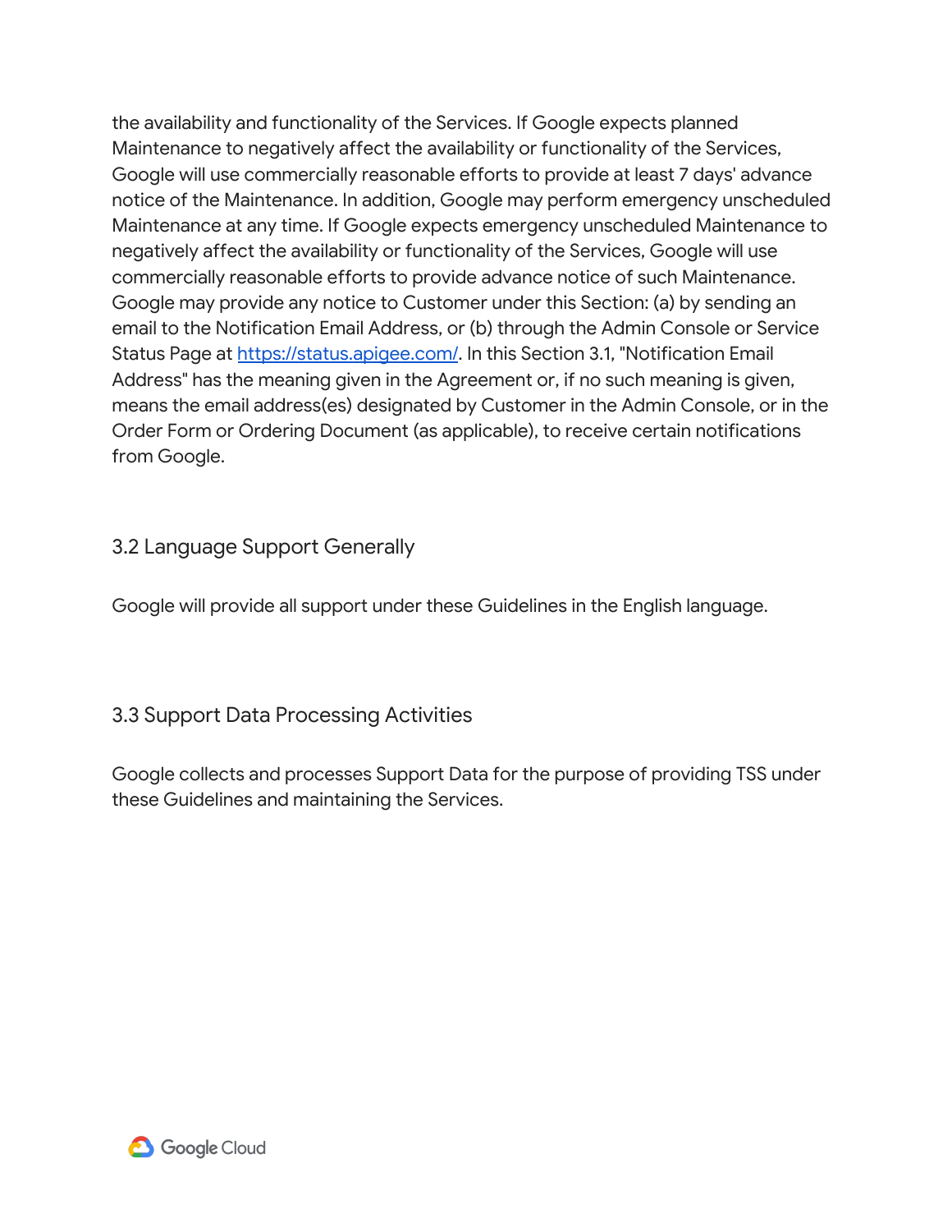the availability and functionality of the Services. If Google expects planned Maintenance to negatively affect the availability or functionality of the Services, Google will use commercially reasonable efforts to provide at least 7 days' advance notice of the Maintenance. In addition, Google may perform emergency unscheduled Maintenance at any time. If Google expects emergency unscheduled Maintenance to negatively affect the availability or functionality of the Services, Google will use commercially reasonable efforts to provide advance notice of such Maintenance. Google may provide any notice to Customer under this Section: (a) by sending an email to the Notification Email Address, or (b) through the Admin Console or Service Status Page at [https://status.apigee.com/](https://status.apigee.com/). In this Section 3.1, "Notification Email Address" has the meaning given in the Agreement or, if no such meaning is given, means the email address(es) designated by Customer in the Admin Console, or in the Order Form or Ordering Document (as applicable), to receive certain notifications from Google.

### 3.2 Language Support Generally

Google will provide all support under these Guidelines in the English language.

### 3.3 Support Data Processing Activities

Google collects and processes Support Data for the purpose of providing TSS under these Guidelines and maintaining the Services.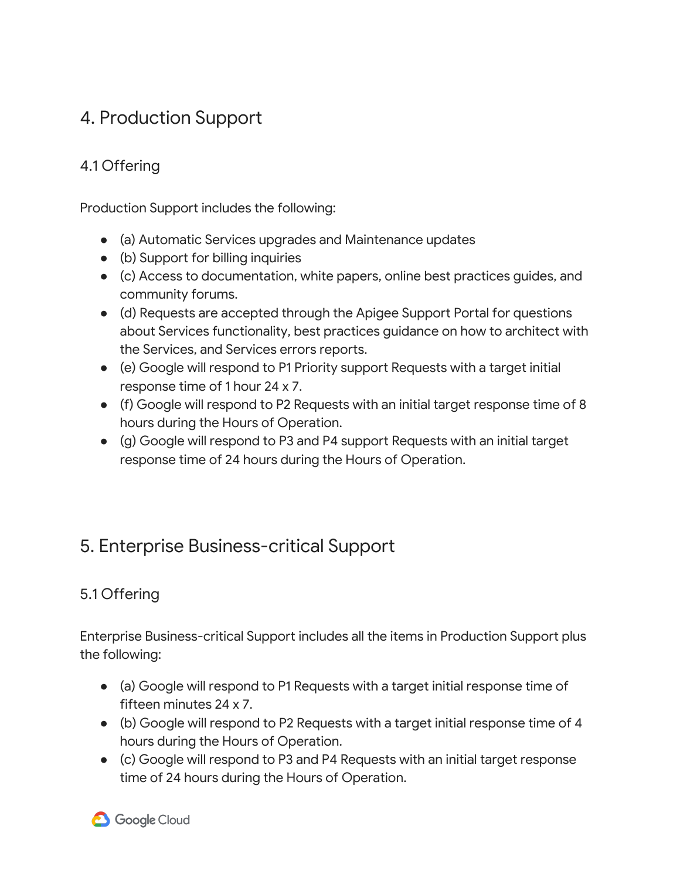## 4. Production Support

### 4.1 Offering

Production Support includes the following:

- (a) Automatic Services upgrades and Maintenance updates
- (b) Support for billing inquiries
- (c) Access to documentation, white papers, online best practices guides, and community forums.
- (d) Requests are accepted through the Apigee Support Portal for questions about Services functionality, best practices guidance on how to architect with the Services, and Services errors reports.
- (e) Google will respond to P1 Priority support Requests with a target initial response time of 1 hour 24 x 7.
- (f) Google will respond to P2 Requests with an initial target response time of 8 hours during the Hours of Operation.
- (g) Google will respond to P3 and P4 support Requests with an initial target response time of 24 hours during the Hours of Operation.

## 5. Enterprise Business-critical Support

### 5.1 Offering

Enterprise Business-critical Support includes all the items in Production Support plus the following:

- (a) Google will respond to P1 Requests with a target initial response time of fifteen minutes 24 x 7.
- (b) Google will respond to P2 Requests with a target initial response time of 4 hours during the Hours of Operation.
- (c) Google will respond to P3 and P4 Requests with an initial target response time of 24 hours during the Hours of Operation.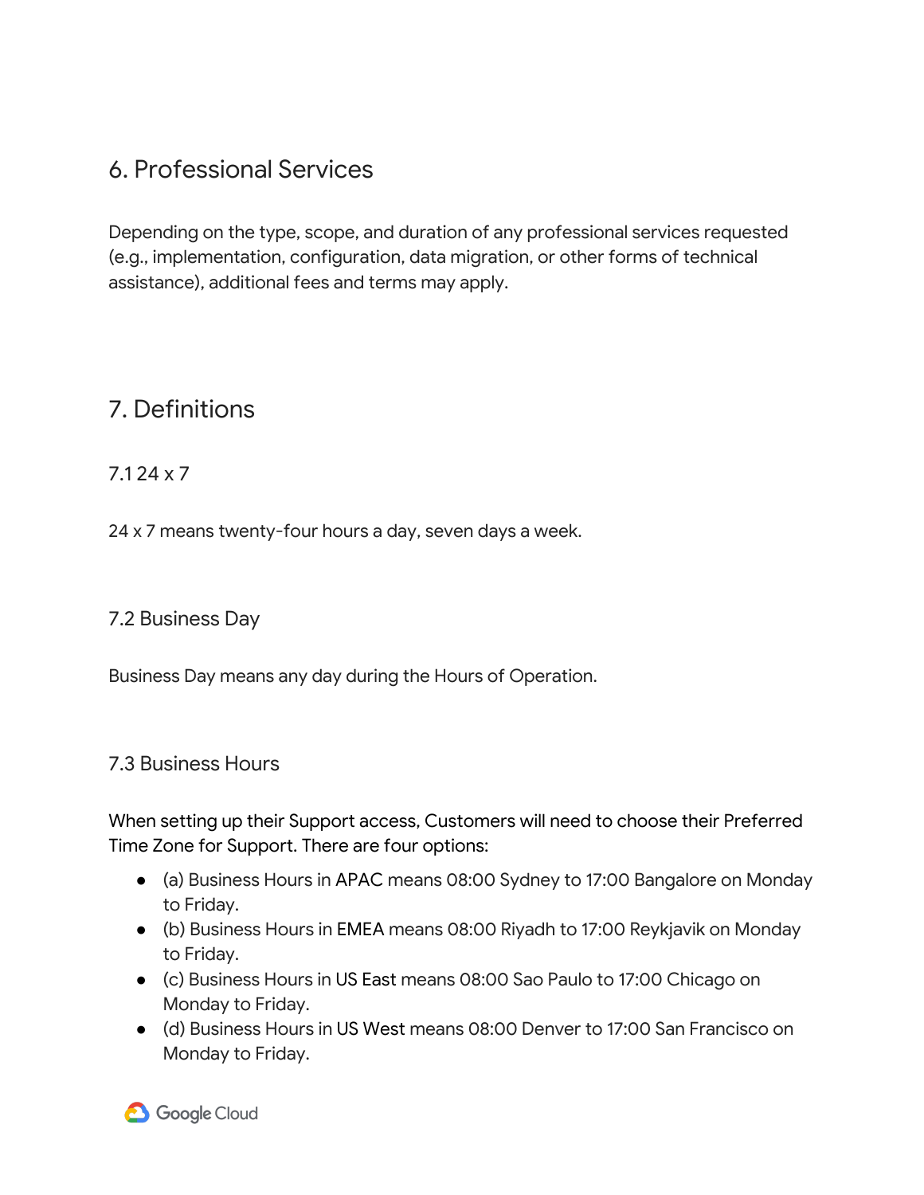## 6. Professional Services

Depending on the type, scope, and duration of any professional services requested (e.g., implementation, configuration, data migration, or other forms of technical assistance), additional fees and terms may apply.

## 7. Definitions

### 7.1 24 x 7

24 x 7 means twenty-four hours a day, seven days a week.

### 7.2 Business Day

Business Day means any day during the Hours of Operation.

### 7.3 Business Hours

When setting up their Support access, Customers will need to choose their Preferred Time Zone for Support. There are four options:

- (a) Business Hours in APAC means 08:00 Sydney to 17:00 Bangalore on Monday to Friday.
- (b) Business Hours in EMEA means 08:00 Riyadh to 17:00 Reykjavik on Monday to Friday.
- (c) Business Hours in US East means 08:00 Sao Paulo to 17:00 Chicago on Monday to Friday.
- (d) Business Hours in US West means 08:00 Denver to 17:00 San Francisco on Monday to Friday.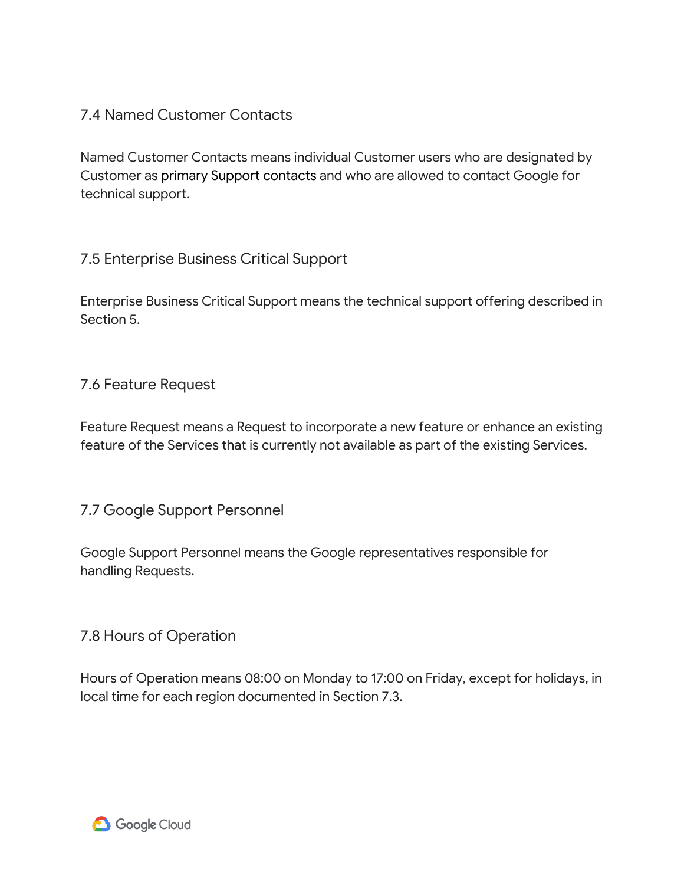### 7.4 Named Customer Contacts

Named Customer Contacts means individual Customer users who are designated by Customer as primary Support contacts and who are allowed to contact Google for technical support.

### 7.5 Enterprise Business Critical Support

Enterprise Business Critical Support means the technical support offering described in Section 5.

### 7.6 Feature Request

Feature Request means a Request to incorporate a new feature or enhance an existing feature of the Services that is currently not available as part of the existing Services.

### 7.7 Google Support Personnel

Google Support Personnel means the Google representatives responsible for handling Requests.

### 7.8 Hours of Operation

Hours of Operation means 08:00 on Monday to 17:00 on Friday, except for holidays, in local time for each region documented in Section 7.3.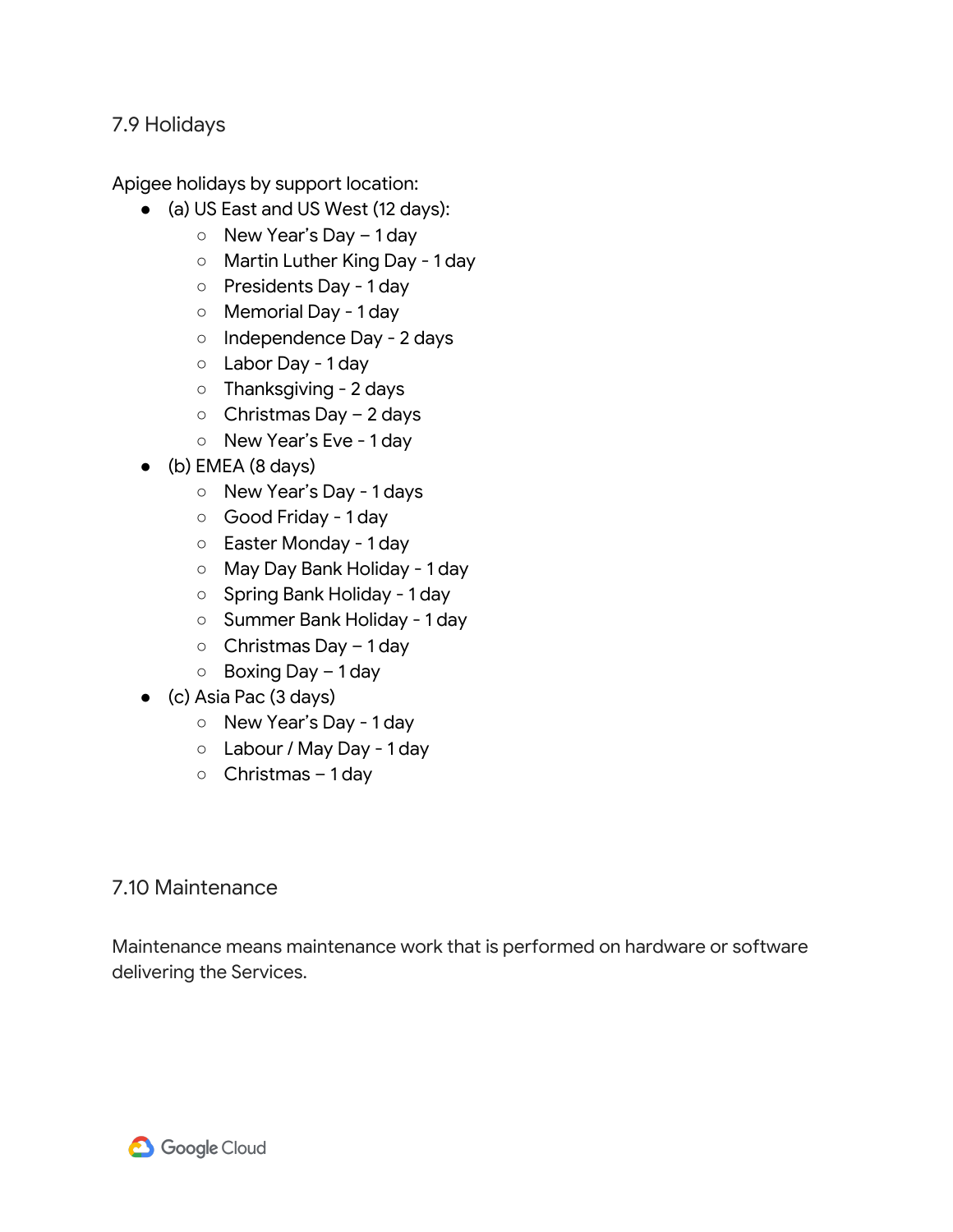### 7.9 Holidays

Apigee holidays by support location:

- (a) US East and US West (12 days):
  - New Year's Day – 1 day
  - Martin Luther King Day - 1 day
  - Presidents Day - 1 day
  - Memorial Day - 1 day
  - Independence Day - 2 days
  - Labor Day - 1 day
  - Thanksgiving - 2 days
  - Christmas Day – 2 days
  - New Year's Eve - 1 day
- (b) EMEA (8 days)
  - New Year's Day - 1 days
  - Good Friday - 1 day
  - Easter Monday - 1 day
  - May Day Bank Holiday - 1 day
  - Spring Bank Holiday - 1 day
  - Summer Bank Holiday - 1 day
  - Christmas Day – 1 day
  - Boxing Day – 1 day
- (c) Asia Pac (3 days)
  - New Year's Day - 1 day
  - Labour / May Day - 1 day
  - Christmas – 1 day

### 7.10 Maintenance

Maintenance means maintenance work that is performed on hardware or software delivering the Services.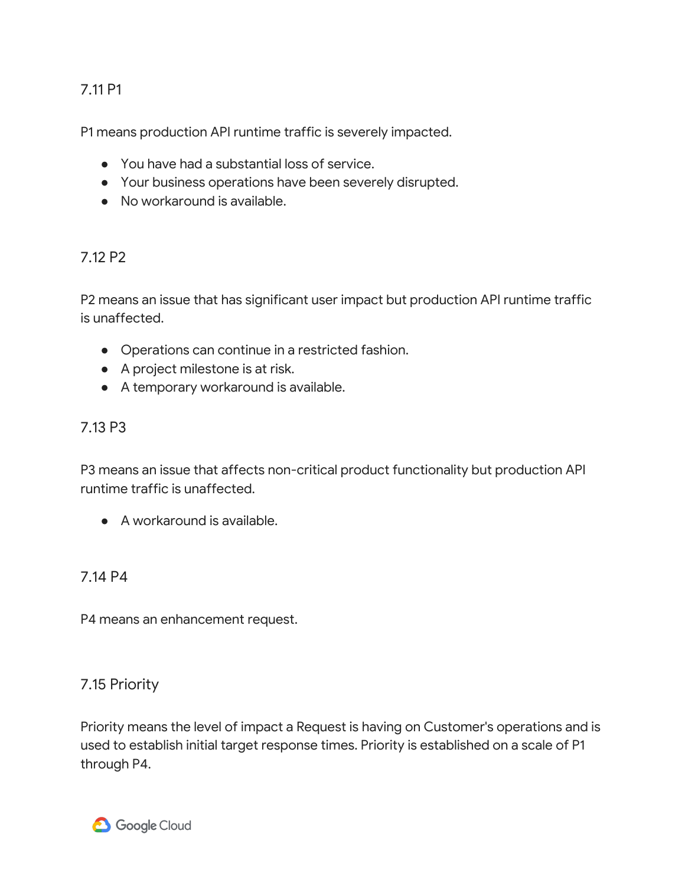### 7.11 P1

P1 means production API runtime traffic is severely impacted.

- You have had a substantial loss of service.
- Your business operations have been severely disrupted.
- No workaround is available.

### 7.12 P2

P2 means an issue that has significant user impact but production API runtime traffic is unaffected.

- Operations can continue in a restricted fashion.
- A project milestone is at risk.
- A temporary workaround is available.

### 7.13 P3

P3 means an issue that affects non-critical product functionality but production API runtime traffic is unaffected.

- A workaround is available.

### 7.14 P4

P4 means an enhancement request.

### 7.15 Priority

Priority means the level of impact a Request is having on Customer's operations and is used to establish initial target response times. Priority is established on a scale of P1 through P4.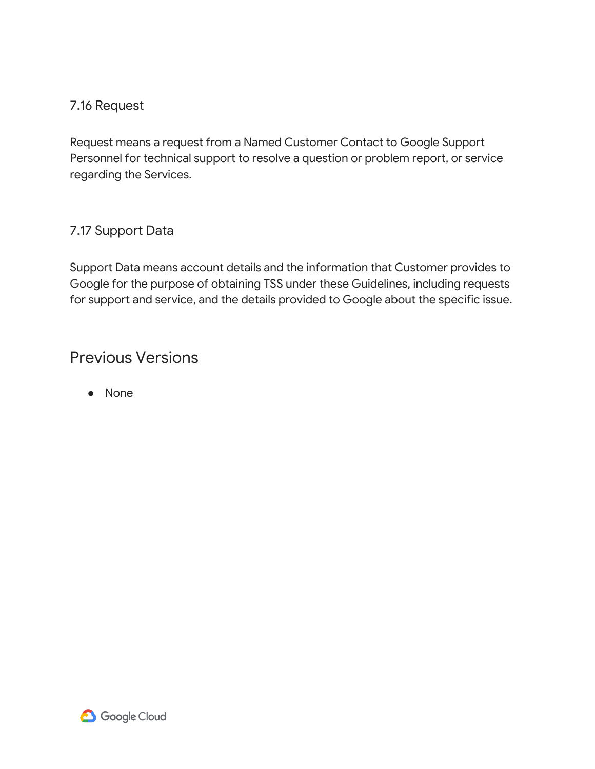### 7.16 Request

Request means a request from a Named Customer Contact to Google Support Personnel for technical support to resolve a question or problem report, or service regarding the Services.

### 7.17 Support Data

Support Data means account details and the information that Customer provides to Google for the purpose of obtaining TSS under these Guidelines, including requests for support and service, and the details provided to Google about the specific issue.

## Previous Versions

- None